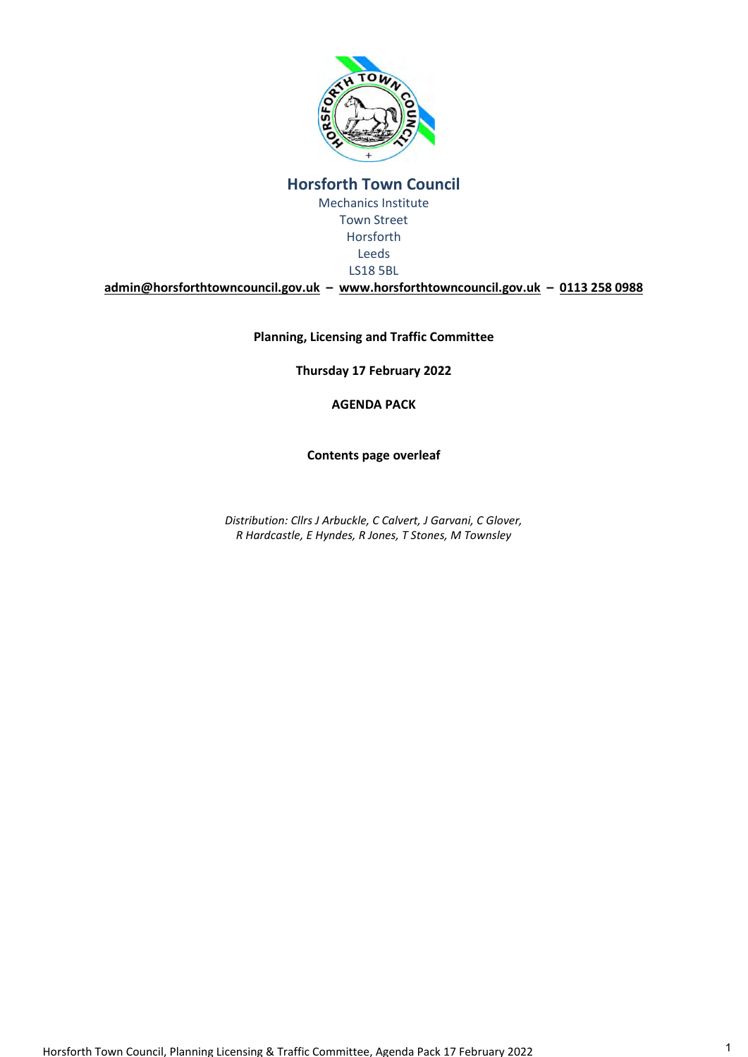# Horsforth Town Council

Mechanics Institute
Town Street
Horsforth
Leeds
LS18 5BL

**admin@horsforthtowncouncil.gov.uk – www.horsforthtowncouncil.gov.uk – 0113 258 0988**

**Planning, Licensing and Traffic Committee**

**Thursday 17 February 2022**

**AGENDA PACK**

**Contents page overleaf**

*Distribution: Cllrs J Arbuckle, C Calvert, J Garvani, C Glover, R Hardcastle, E Hyndes, R Jones, T Stones, M Townsley*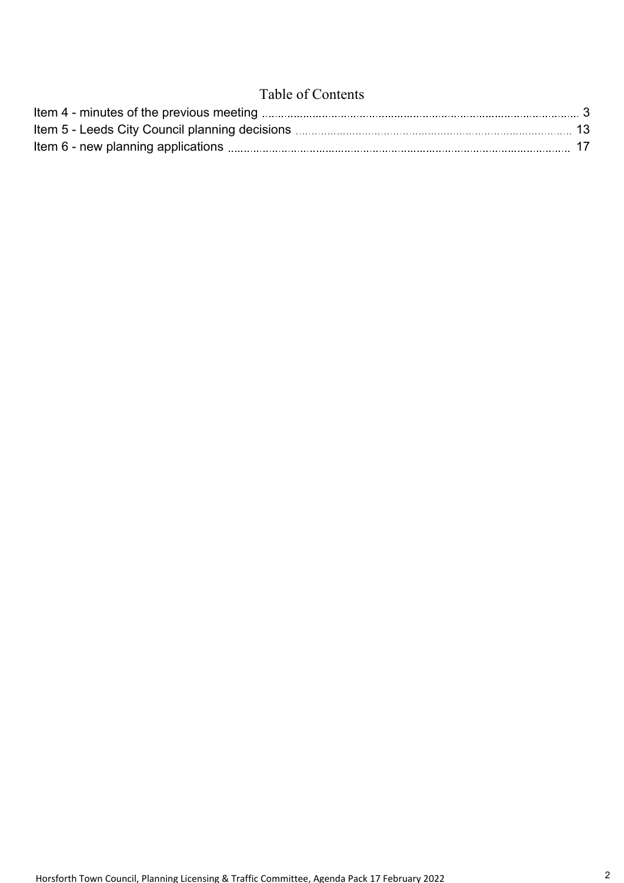# Table of Contents

Item 4 - minutes of the previous meeting ........................................................................................ 3
Item 5 - Leeds City Council planning decisions .............................................................................. 13
Item 6 - new planning applications ............................................................................................... 17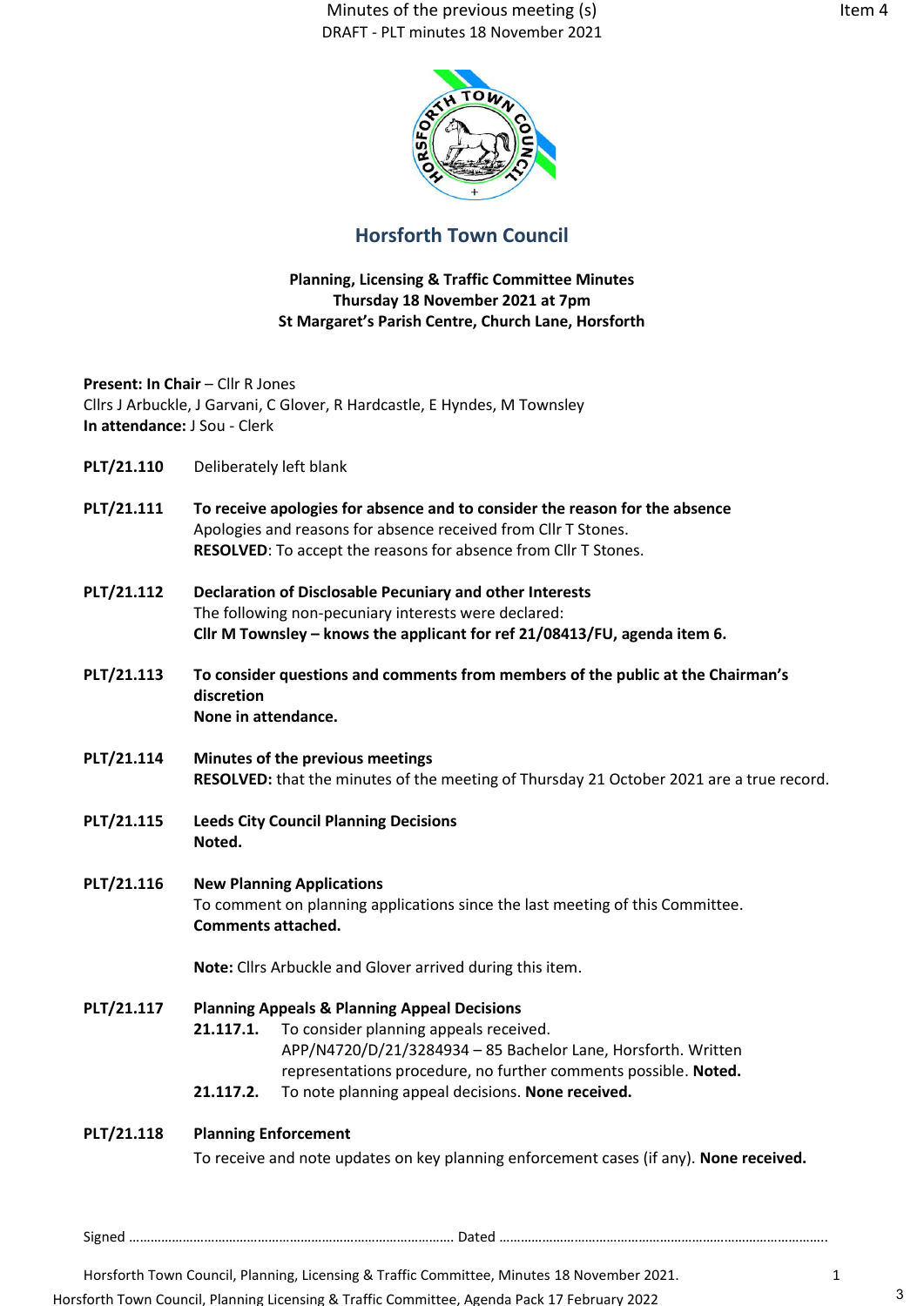# Horsforth Town Council

**Planning, Licensing & Traffic Committee Minutes**
**Thursday 18 November 2021 at 7pm**
**St Margaret's Parish Centre, Church Lane, Horsforth**

**Present: In Chair** – Cllr R Jones
Cllrs J Arbuckle, J Garvani, C Glover, R Hardcastle, E Hyndes, M Townsley
**In attendance:** J Sou - Clerk

**PLT/21.110** Deliberately left blank

**PLT/21.111** **To receive apologies for absence and to consider the reason for the absence**
Apologies and reasons for absence received from Cllr T Stones.
**RESOLVED**: To accept the reasons for absence from Cllr T Stones.

**PLT/21.112** **Declaration of Disclosable Pecuniary and other Interests**
The following non-pecuniary interests were declared:
**Cllr M Townsley – knows the applicant for ref 21/08413/FU, agenda item 6.**

**PLT/21.113** **To consider questions and comments from members of the public at the Chairman's discretion**
**None in attendance.**

**PLT/21.114** **Minutes of the previous meetings**
**RESOLVED:** that the minutes of the meeting of Thursday 21 October 2021 are a true record.

**PLT/21.115** **Leeds City Council Planning Decisions**
**Noted.**

**PLT/21.116** **New Planning Applications**
To comment on planning applications since the last meeting of this Committee.
**Comments attached.**

**Note:** Cllrs Arbuckle and Glover arrived during this item.

**PLT/21.117** **Planning Appeals & Planning Appeal Decisions**
- **21.117.1.** To consider planning appeals received.
APP/N4720/D/21/3284934 – 85 Bachelor Lane, Horsforth. Written representations procedure, no further comments possible. **Noted.**
- **21.117.2.** To note planning appeal decisions. **None received.**

**PLT/21.118** **Planning Enforcement**
To receive and note updates on key planning enforcement cases (if any). **None received.**

Signed ……………………………………………………………………………… Dated ………………………………………………………………………………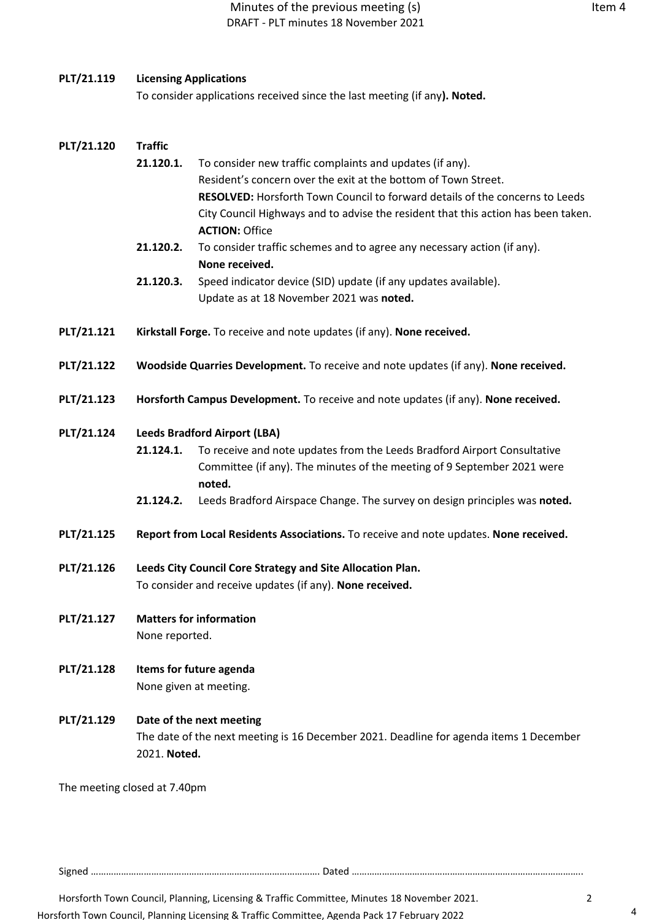**PLT/21.119 Licensing Applications**

To consider applications received since the last meeting (if any**). Noted.**

**PLT/21.120 Traffic**

**21.120.1.** To consider new traffic complaints and updates (if any).
Resident's concern over the exit at the bottom of Town Street.
**RESOLVED:** Horsforth Town Council to forward details of the concerns to Leeds City Council Highways and to advise the resident that this action has been taken.
**ACTION:** Office

**21.120.2.** To consider traffic schemes and to agree any necessary action (if any).
**None received.**

**21.120.3.** Speed indicator device (SID) update (if any updates available).
Update as at 18 November 2021 was **noted.**

**PLT/21.121 Kirkstall Forge.** To receive and note updates (if any). **None received.**

**PLT/21.122 Woodside Quarries Development.** To receive and note updates (if any). **None received.**

**PLT/21.123 Horsforth Campus Development.** To receive and note updates (if any). **None received.**

**PLT/21.124 Leeds Bradford Airport (LBA)**

**21.124.1.** To receive and note updates from the Leeds Bradford Airport Consultative Committee (if any). The minutes of the meeting of 9 September 2021 were **noted.**

**21.124.2.** Leeds Bradford Airspace Change. The survey on design principles was **noted.**

**PLT/21.125 Report from Local Residents Associations.** To receive and note updates. **None received.**

**PLT/21.126 Leeds City Council Core Strategy and Site Allocation Plan.**

To consider and receive updates (if any). **None received.**

**PLT/21.127 Matters for information**

None reported.

**PLT/21.128 Items for future agenda**

None given at meeting.

**PLT/21.129 Date of the next meeting**

The date of the next meeting is 16 December 2021. Deadline for agenda items 1 December 2021. **Noted.**

The meeting closed at 7.40pm

Signed ………………………………………………………………………………. Dated ……………………………………………………………………………….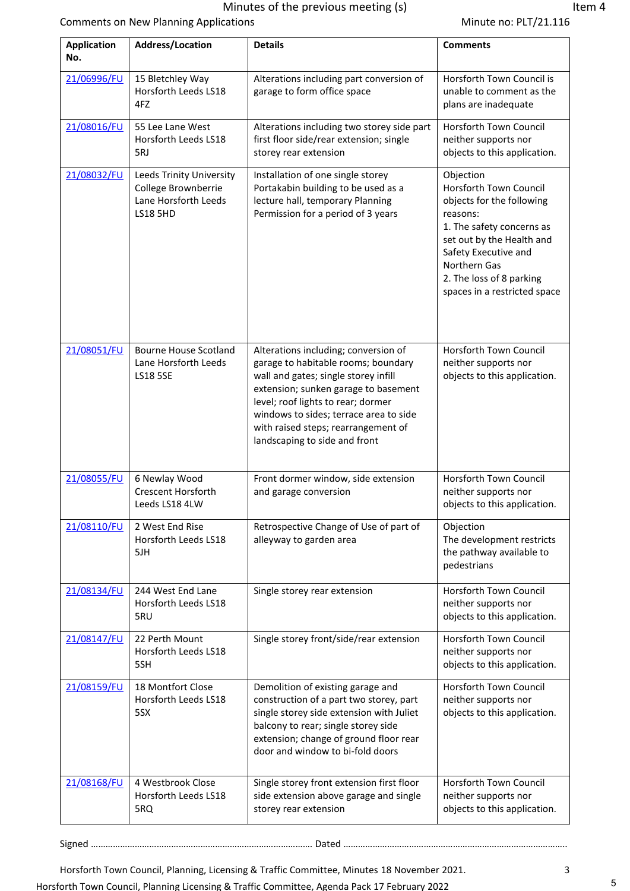Comments on New Planning Applications

Minute no: PLT/21.116

| Application No. | Address/Location | Details | Comments |
|---|---|---|---|
| 21/06996/FU | 15 Bletchley Way Horsforth Leeds LS18 4FZ | Alterations including part conversion of garage to form office space | Horsforth Town Council is unable to comment as the plans are inadequate |
| 21/08016/FU | 55 Lee Lane West Horsforth Leeds LS18 5RJ | Alterations including two storey side part first floor side/rear extension; single storey rear extension | Horsforth Town Council neither supports nor objects to this application. |
| 21/08032/FU | Leeds Trinity University College Brownberrie Lane Horsforth Leeds LS18 5HD | Installation of one single storey Portakabin building to be used as a lecture hall, temporary Planning Permission for a period of 3 years | Objection<br>Horsforth Town Council objects for the following reasons:<br>1. The safety concerns as set out by the Health and Safety Executive and Northern Gas<br>2. The loss of 8 parking spaces in a restricted space |
| 21/08051/FU | Bourne House Scotland Lane Horsforth Leeds LS18 5SE | Alterations including; conversion of garage to habitable rooms; boundary wall and gates; single storey infill extension; sunken garage to basement level; roof lights to rear; dormer windows to sides; terrace area to side with raised steps; rearrangement of landscaping to side and front | Horsforth Town Council neither supports nor objects to this application. |
| 21/08055/FU | 6 Newlay Wood Crescent Horsforth Leeds LS18 4LW | Front dormer window, side extension and garage conversion | Horsforth Town Council neither supports nor objects to this application. |
| 21/08110/FU | 2 West End Rise Horsforth Leeds LS18 5JH | Retrospective Change of Use of part of alleyway to garden area | Objection<br>The development restricts the pathway available to pedestrians |
| 21/08134/FU | 244 West End Lane Horsforth Leeds LS18 5RU | Single storey rear extension | Horsforth Town Council neither supports nor objects to this application. |
| 21/08147/FU | 22 Perth Mount Horsforth Leeds LS18 5SH | Single storey front/side/rear extension | Horsforth Town Council neither supports nor objects to this application. |
| 21/08159/FU | 18 Montfort Close Horsforth Leeds LS18 5SX | Demolition of existing garage and construction of a part two storey, part single storey side extension with Juliet balcony to rear; single storey side extension; change of ground floor rear door and window to bi-fold doors | Horsforth Town Council neither supports nor objects to this application. |
| 21/08168/FU | 4 Westbrook Close Horsforth Leeds LS18 5RQ | Single storey front extension first floor side extension above garage and single storey rear extension | Horsforth Town Council neither supports nor objects to this application. |

Signed …………………………………………………………………………… Dated ………………………………………………………………………………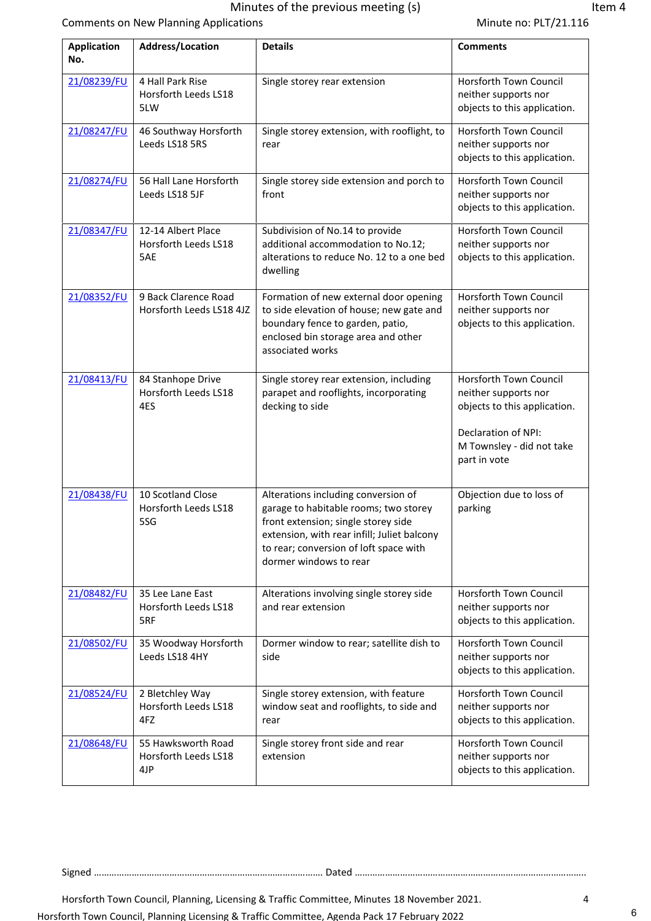Comments on New Planning Applications

Minute no: PLT/21.116

| Application No. | Address/Location | Details | Comments |
|---|---|---|---|
| 21/08239/FU | 4 Hall Park Rise Horsforth Leeds LS18 5LW | Single storey rear extension | Horsforth Town Council neither supports nor objects to this application. |
| 21/08247/FU | 46 Southway Horsforth Leeds LS18 5RS | Single storey extension, with rooflight, to rear | Horsforth Town Council neither supports nor objects to this application. |
| 21/08274/FU | 56 Hall Lane Horsforth Leeds LS18 5JF | Single storey side extension and porch to front | Horsforth Town Council neither supports nor objects to this application. |
| 21/08347/FU | 12-14 Albert Place Horsforth Leeds LS18 5AE | Subdivision of No.14 to provide additional accommodation to No.12; alterations to reduce No. 12 to a one bed dwelling | Horsforth Town Council neither supports nor objects to this application. |
| 21/08352/FU | 9 Back Clarence Road Horsforth Leeds LS18 4JZ | Formation of new external door opening to side elevation of house; new gate and boundary fence to garden, patio, enclosed bin storage area and other associated works | Horsforth Town Council neither supports nor objects to this application. |
| 21/08413/FU | 84 Stanhope Drive Horsforth Leeds LS18 4ES | Single storey rear extension, including parapet and rooflights, incorporating decking to side | Horsforth Town Council neither supports nor objects to this application.<br><br>Declaration of NPI: M Townsley - did not take part in vote |
| 21/08438/FU | 10 Scotland Close Horsforth Leeds LS18 5SG | Alterations including conversion of garage to habitable rooms; two storey front extension; single storey side extension, with rear infill; Juliet balcony to rear; conversion of loft space with dormer windows to rear | Objection due to loss of parking |
| 21/08482/FU | 35 Lee Lane East Horsforth Leeds LS18 5RF | Alterations involving single storey side and rear extension | Horsforth Town Council neither supports nor objects to this application. |
| 21/08502/FU | 35 Woodway Horsforth Leeds LS18 4HY | Dormer window to rear; satellite dish to side | Horsforth Town Council neither supports nor objects to this application. |
| 21/08524/FU | 2 Bletchley Way Horsforth Leeds LS18 4FZ | Single storey extension, with feature window seat and rooflights, to side and rear | Horsforth Town Council neither supports nor objects to this application. |
| 21/08648/FU | 55 Hawksworth Road Horsforth Leeds LS18 4JP | Single storey front side and rear extension | Horsforth Town Council neither supports nor objects to this application. |

Signed ………………………………………………………………………………… Dated ………………………………………………………………………………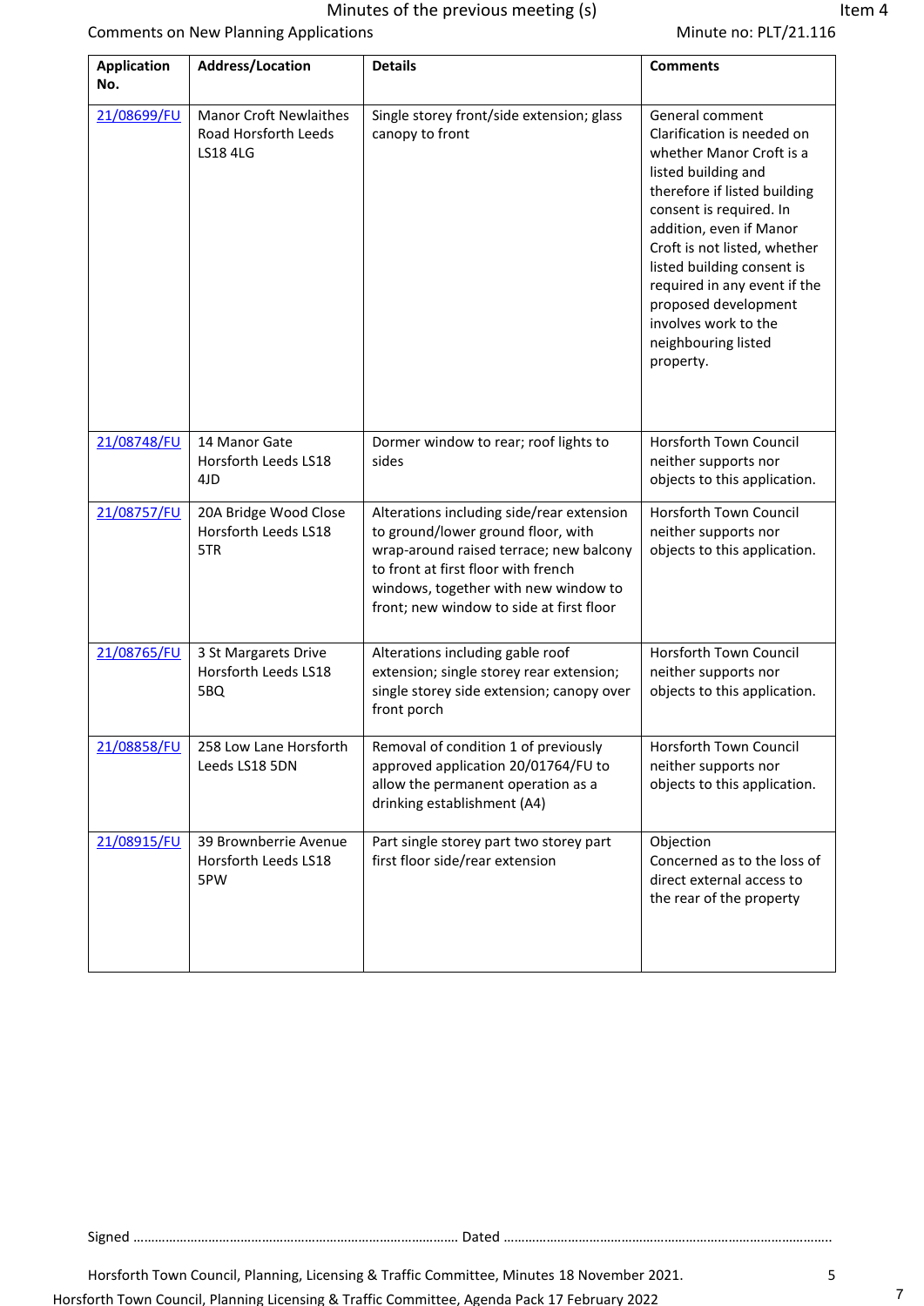Comments on New Planning Applications

Minute no: PLT/21.116

| Application No. | Address/Location | Details | Comments |
|---|---|---|---|
| 21/08699/FU | Manor Croft Newlaithes Road Horsforth Leeds LS18 4LG | Single storey front/side extension; glass canopy to front | General comment Clarification is needed on whether Manor Croft is a listed building and therefore if listed building consent is required. In addition, even if Manor Croft is not listed, whether listed building consent is required in any event if the proposed development involves work to the neighbouring listed property. |
| 21/08748/FU | 14 Manor Gate Horsforth Leeds LS18 4JD | Dormer window to rear; roof lights to sides | Horsforth Town Council neither supports nor objects to this application. |
| 21/08757/FU | 20A Bridge Wood Close Horsforth Leeds LS18 5TR | Alterations including side/rear extension to ground/lower ground floor, with wrap-around raised terrace; new balcony to front at first floor with french windows, together with new window to front; new window to side at first floor | Horsforth Town Council neither supports nor objects to this application. |
| 21/08765/FU | 3 St Margarets Drive Horsforth Leeds LS18 5BQ | Alterations including gable roof extension; single storey rear extension; single storey side extension; canopy over front porch | Horsforth Town Council neither supports nor objects to this application. |
| 21/08858/FU | 258 Low Lane Horsforth Leeds LS18 5DN | Removal of condition 1 of previously approved application 20/01764/FU to allow the permanent operation as a drinking establishment (A4) | Horsforth Town Council neither supports nor objects to this application. |
| 21/08915/FU | 39 Brownberrie Avenue Horsforth Leeds LS18 5PW | Part single storey part two storey part first floor side/rear extension | Objection Concerned as to the loss of direct external access to the rear of the property |

Signed ……………………………………………………………………………… Dated ………………………………………………………………………………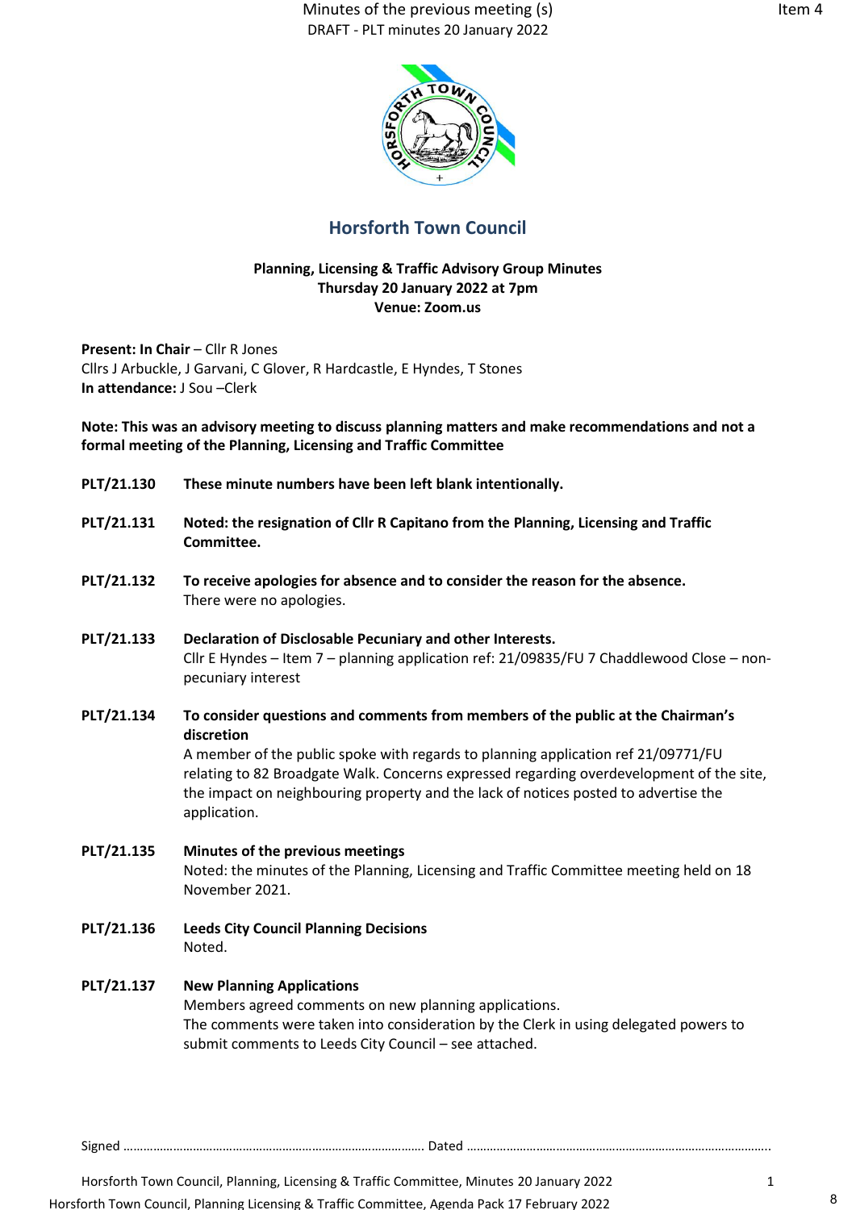# Horsforth Town Council

**Planning, Licensing & Traffic Advisory Group Minutes**
**Thursday 20 January 2022 at 7pm**
**Venue: Zoom.us**

**Present: In Chair** – Cllr R Jones
Cllrs J Arbuckle, J Garvani, C Glover, R Hardcastle, E Hyndes, T Stones
**In attendance:** J Sou –Clerk

**Note: This was an advisory meeting to discuss planning matters and make recommendations and not a formal meeting of the Planning, Licensing and Traffic Committee**

**PLT/21.130** **These minute numbers have been left blank intentionally.**

**PLT/21.131** **Noted: the resignation of Cllr R Capitano from the Planning, Licensing and Traffic Committee.**

**PLT/21.132** **To receive apologies for absence and to consider the reason for the absence.**
There were no apologies.

**PLT/21.133** **Declaration of Disclosable Pecuniary and other Interests.**
Cllr E Hyndes – Item 7 – planning application ref: 21/09835/FU 7 Chaddlewood Close – non-pecuniary interest

**PLT/21.134** **To consider questions and comments from members of the public at the Chairman's discretion**
A member of the public spoke with regards to planning application ref 21/09771/FU relating to 82 Broadgate Walk. Concerns expressed regarding overdevelopment of the site, the impact on neighbouring property and the lack of notices posted to advertise the application.

**PLT/21.135** **Minutes of the previous meetings**
Noted: the minutes of the Planning, Licensing and Traffic Committee meeting held on 18 November 2021.

**PLT/21.136** **Leeds City Council Planning Decisions**
Noted.

**PLT/21.137** **New Planning Applications**
Members agreed comments on new planning applications.
The comments were taken into consideration by the Clerk in using delegated powers to submit comments to Leeds City Council – see attached.

Signed ……………………………………………………………………………… Dated ……………………………………………………………………………….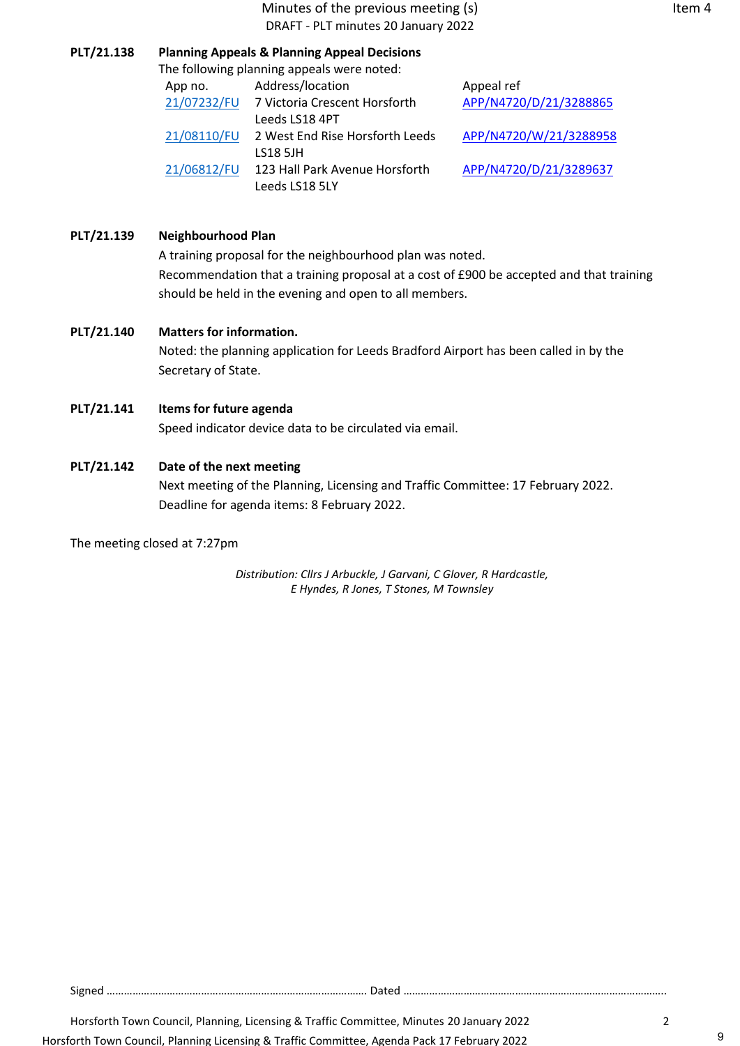Minutes of the previous meeting (s)
DRAFT - PLT minutes 20 January 2022

Item 4

**PLT/21.138 Planning Appeals & Planning Appeal Decisions**

The following planning appeals were noted:

| App no. | Address/location | Appeal ref |
|---|---|---|
| 21/07232/FU | 7 Victoria Crescent Horsforth Leeds LS18 4PT | APP/N4720/D/21/3288865 |
| 21/08110/FU | 2 West End Rise Horsforth Leeds LS18 5JH | APP/N4720/W/21/3288958 |
| 21/06812/FU | 123 Hall Park Avenue Horsforth Leeds LS18 5LY | APP/N4720/D/21/3289637 |

**PLT/21.139 Neighbourhood Plan**

A training proposal for the neighbourhood plan was noted.

Recommendation that a training proposal at a cost of £900 be accepted and that training should be held in the evening and open to all members.

**PLT/21.140 Matters for information.**

Noted: the planning application for Leeds Bradford Airport has been called in by the Secretary of State.

**PLT/21.141 Items for future agenda**

Speed indicator device data to be circulated via email.

**PLT/21.142 Date of the next meeting**

Next meeting of the Planning, Licensing and Traffic Committee: 17 February 2022.

Deadline for agenda items: 8 February 2022.

The meeting closed at 7:27pm

*Distribution: Cllrs J Arbuckle, J Garvani, C Glover, R Hardcastle, E Hyndes, R Jones, T Stones, M Townsley*

Signed ………………………………………………………………………… Dated ………………………………………………………………………….

Horsforth Town Council, Planning, Licensing & Traffic Committee, Minutes 20 January 2022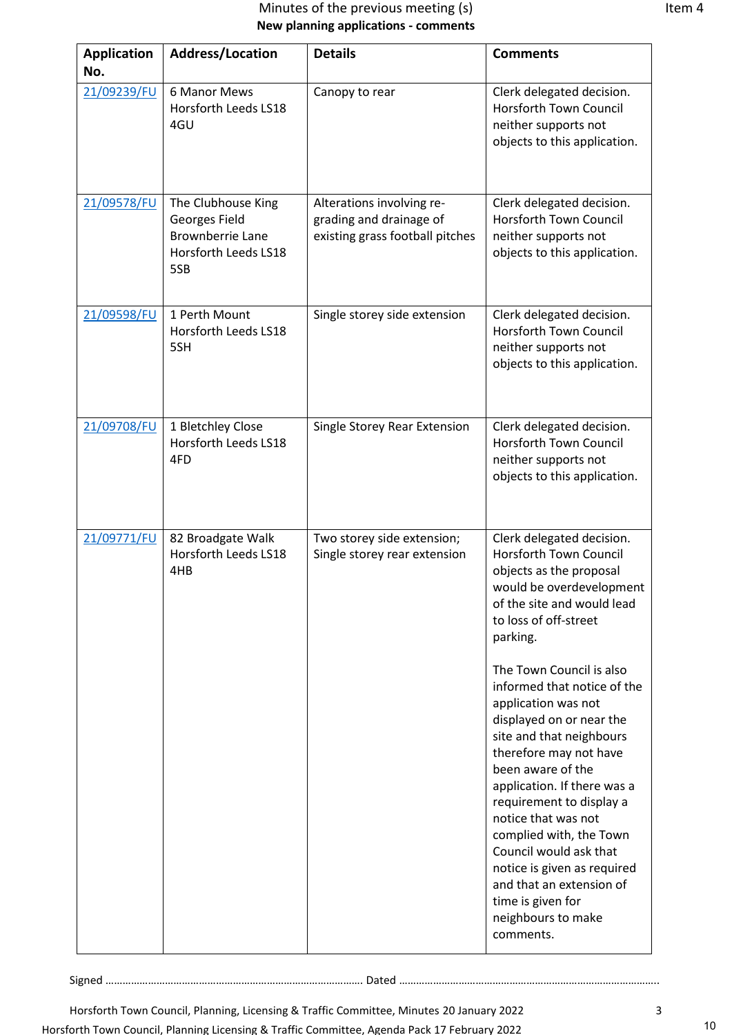Minutes of the previous meeting (s)

**New planning applications - comments**

| Application No. | Address/Location | Details | Comments |
|---|---|---|---|
| 21/09239/FU | 6 Manor Mews Horsforth Leeds LS18 4GU | Canopy to rear | Clerk delegated decision. Horsforth Town Council neither supports not objects to this application. |
| 21/09578/FU | The Clubhouse King Georges Field Brownberrie Lane Horsforth Leeds LS18 5SB | Alterations involving re-grading and drainage of existing grass football pitches | Clerk delegated decision. Horsforth Town Council neither supports not objects to this application. |
| 21/09598/FU | 1 Perth Mount Horsforth Leeds LS18 5SH | Single storey side extension | Clerk delegated decision. Horsforth Town Council neither supports not objects to this application. |
| 21/09708/FU | 1 Bletchley Close Horsforth Leeds LS18 4FD | Single Storey Rear Extension | Clerk delegated decision. Horsforth Town Council neither supports not objects to this application. |
| 21/09771/FU | 82 Broadgate Walk Horsforth Leeds LS18 4HB | Two storey side extension; Single storey rear extension | Clerk delegated decision. Horsforth Town Council objects as the proposal would be overdevelopment of the site and would lead to loss of off-street parking. The Town Council is also informed that notice of the application was not displayed on or near the site and that neighbours therefore may not have been aware of the application. If there was a requirement to display a notice that was not complied with, the Town Council would ask that notice is given as required and that an extension of time is given for neighbours to make comments. |

Signed ……………………………………………………………………………… Dated ………………………………………………………………………………

Horsforth Town Council, Planning, Licensing & Traffic Committee, Minutes 20 January 2022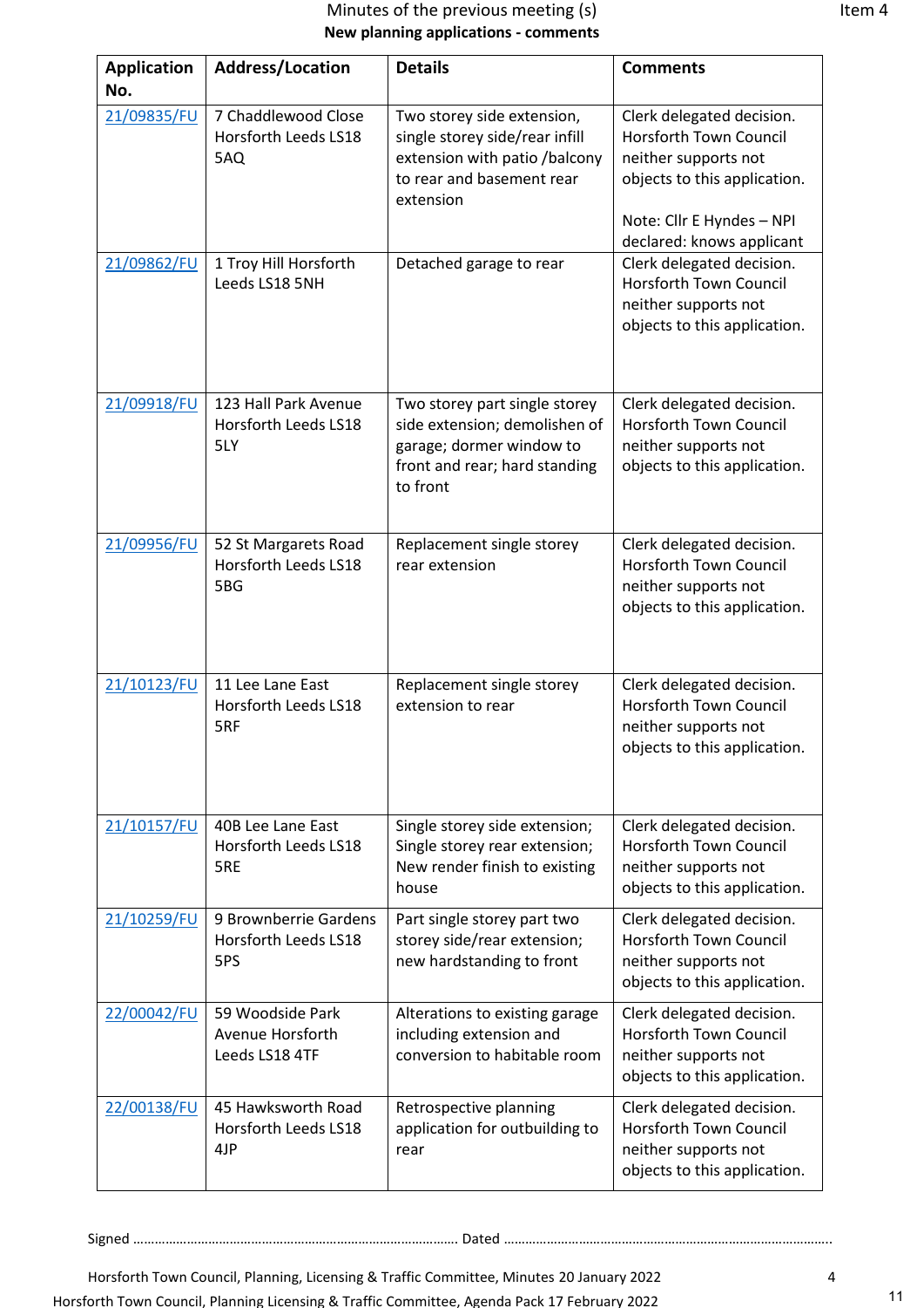Minutes of the previous meeting (s)

**New planning applications - comments**

| Application No. | Address/Location | Details | Comments |
|---|---|---|---|
| 21/09835/FU | 7 Chaddlewood Close Horsforth Leeds LS18 5AQ | Two storey side extension, single storey side/rear infill extension with patio /balcony to rear and basement rear extension | Clerk delegated decision. Horsforth Town Council neither supports not objects to this application.<br><br>Note: Cllr E Hyndes – NPI declared: knows applicant |
| 21/09862/FU | 1 Troy Hill Horsforth Leeds LS18 5NH | Detached garage to rear | Clerk delegated decision. Horsforth Town Council neither supports not objects to this application. |
| 21/09918/FU | 123 Hall Park Avenue Horsforth Leeds LS18 5LY | Two storey part single storey side extension; demolishen of garage; dormer window to front and rear; hard standing to front | Clerk delegated decision. Horsforth Town Council neither supports not objects to this application. |
| 21/09956/FU | 52 St Margarets Road Horsforth Leeds LS18 5BG | Replacement single storey rear extension | Clerk delegated decision. Horsforth Town Council neither supports not objects to this application. |
| 21/10123/FU | 11 Lee Lane East Horsforth Leeds LS18 5RF | Replacement single storey extension to rear | Clerk delegated decision. Horsforth Town Council neither supports not objects to this application. |
| 21/10157/FU | 40B Lee Lane East Horsforth Leeds LS18 5RE | Single storey side extension; Single storey rear extension; New render finish to existing house | Clerk delegated decision. Horsforth Town Council neither supports not objects to this application. |
| 21/10259/FU | 9 Brownberrie Gardens Horsforth Leeds LS18 5PS | Part single storey part two storey side/rear extension; new hardstanding to front | Clerk delegated decision. Horsforth Town Council neither supports not objects to this application. |
| 22/00042/FU | 59 Woodside Park Avenue Horsforth Leeds LS18 4TF | Alterations to existing garage including extension and conversion to habitable room | Clerk delegated decision. Horsforth Town Council neither supports not objects to this application. |
| 22/00138/FU | 45 Hawksworth Road Horsforth Leeds LS18 4JP | Retrospective planning application for outbuilding to rear | Clerk delegated decision. Horsforth Town Council neither supports not objects to this application. |

Signed ………………………………………………………………………………… Dated ………………………………………………………………………………….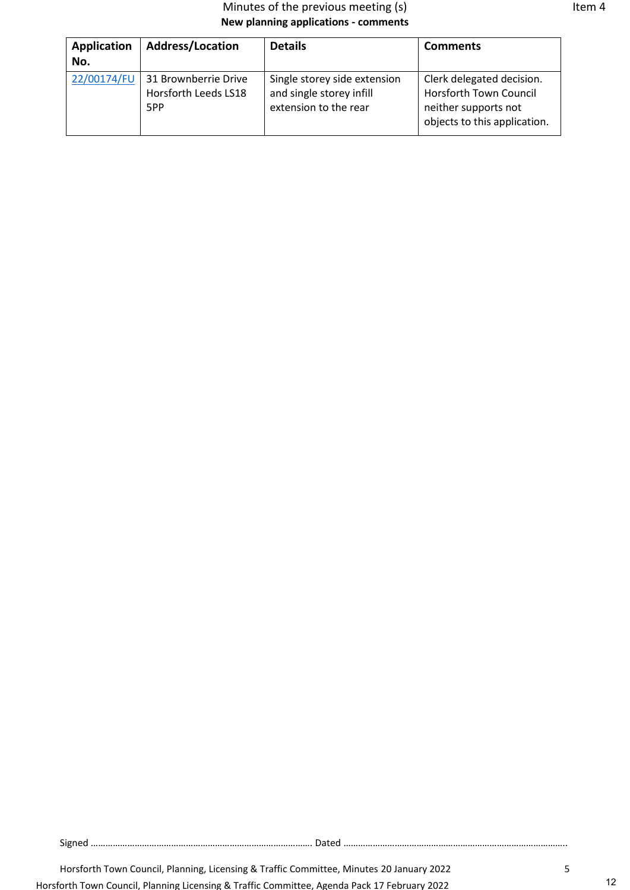Minutes of the previous meeting (s)

**New planning applications - comments**

| **Application No.** | **Address/Location** | **Details** | **Comments** |
|---|---|---|---|
| 22/00174/FU | 31 Brownberrie Drive Horsforth Leeds LS18 5PP | Single storey side extension and single storey infill extension to the rear | Clerk delegated decision. Horsforth Town Council neither supports not objects to this application. |

Signed ……………………………………………………………………………… Dated ………………………………………………………………………………..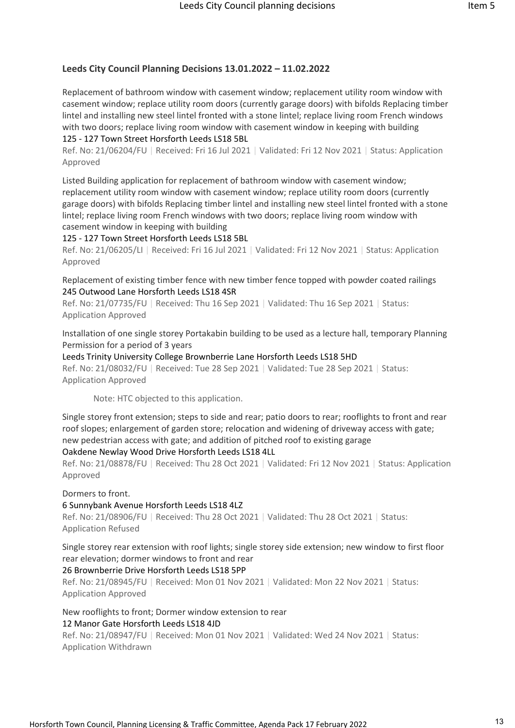**Leeds City Council Planning Decisions 13.01.2022 – 11.02.2022**

Replacement of bathroom window with casement window; replacement utility room window with casement window; replace utility room doors (currently garage doors) with bifolds Replacing timber lintel and installing new steel lintel fronted with a stone lintel; replace living room French windows with two doors; replace living room window with casement window in keeping with building
125 - 127 Town Street Horsforth Leeds LS18 5BL
Ref. No: 21/06204/FU | Received: Fri 16 Jul 2021 | Validated: Fri 12 Nov 2021 | Status: Application Approved

Listed Building application for replacement of bathroom window with casement window; replacement utility room window with casement window; replace utility room doors (currently garage doors) with bifolds Replacing timber lintel and installing new steel lintel fronted with a stone lintel; replace living room French windows with two doors; replace living room window with casement window in keeping with building
125 - 127 Town Street Horsforth Leeds LS18 5BL
Ref. No: 21/06205/LI | Received: Fri 16 Jul 2021 | Validated: Fri 12 Nov 2021 | Status: Application Approved

Replacement of existing timber fence with new timber fence topped with powder coated railings
245 Outwood Lane Horsforth Leeds LS18 4SR
Ref. No: 21/07735/FU | Received: Thu 16 Sep 2021 | Validated: Thu 16 Sep 2021 | Status: Application Approved

Installation of one single storey Portakabin building to be used as a lecture hall, temporary Planning Permission for a period of 3 years
Leeds Trinity University College Brownberrie Lane Horsforth Leeds LS18 5HD
Ref. No: 21/08032/FU | Received: Tue 28 Sep 2021 | Validated: Tue 28 Sep 2021 | Status: Application Approved

Note: HTC objected to this application.

Single storey front extension; steps to side and rear; patio doors to rear; rooflights to front and rear roof slopes; enlargement of garden store; relocation and widening of driveway access with gate; new pedestrian access with gate; and addition of pitched roof to existing garage
Oakdene Newlay Wood Drive Horsforth Leeds LS18 4LL
Ref. No: 21/08878/FU | Received: Thu 28 Oct 2021 | Validated: Fri 12 Nov 2021 | Status: Application Approved

Dormers to front.
6 Sunnybank Avenue Horsforth Leeds LS18 4LZ
Ref. No: 21/08906/FU | Received: Thu 28 Oct 2021 | Validated: Thu 28 Oct 2021 | Status: Application Refused

Single storey rear extension with roof lights; single storey side extension; new window to first floor rear elevation; dormer windows to front and rear
26 Brownberrie Drive Horsforth Leeds LS18 5PP
Ref. No: 21/08945/FU | Received: Mon 01 Nov 2021 | Validated: Mon 22 Nov 2021 | Status: Application Approved

New rooflights to front; Dormer window extension to rear
12 Manor Gate Horsforth Leeds LS18 4JD
Ref. No: 21/08947/FU | Received: Mon 01 Nov 2021 | Validated: Wed 24 Nov 2021 | Status: Application Withdrawn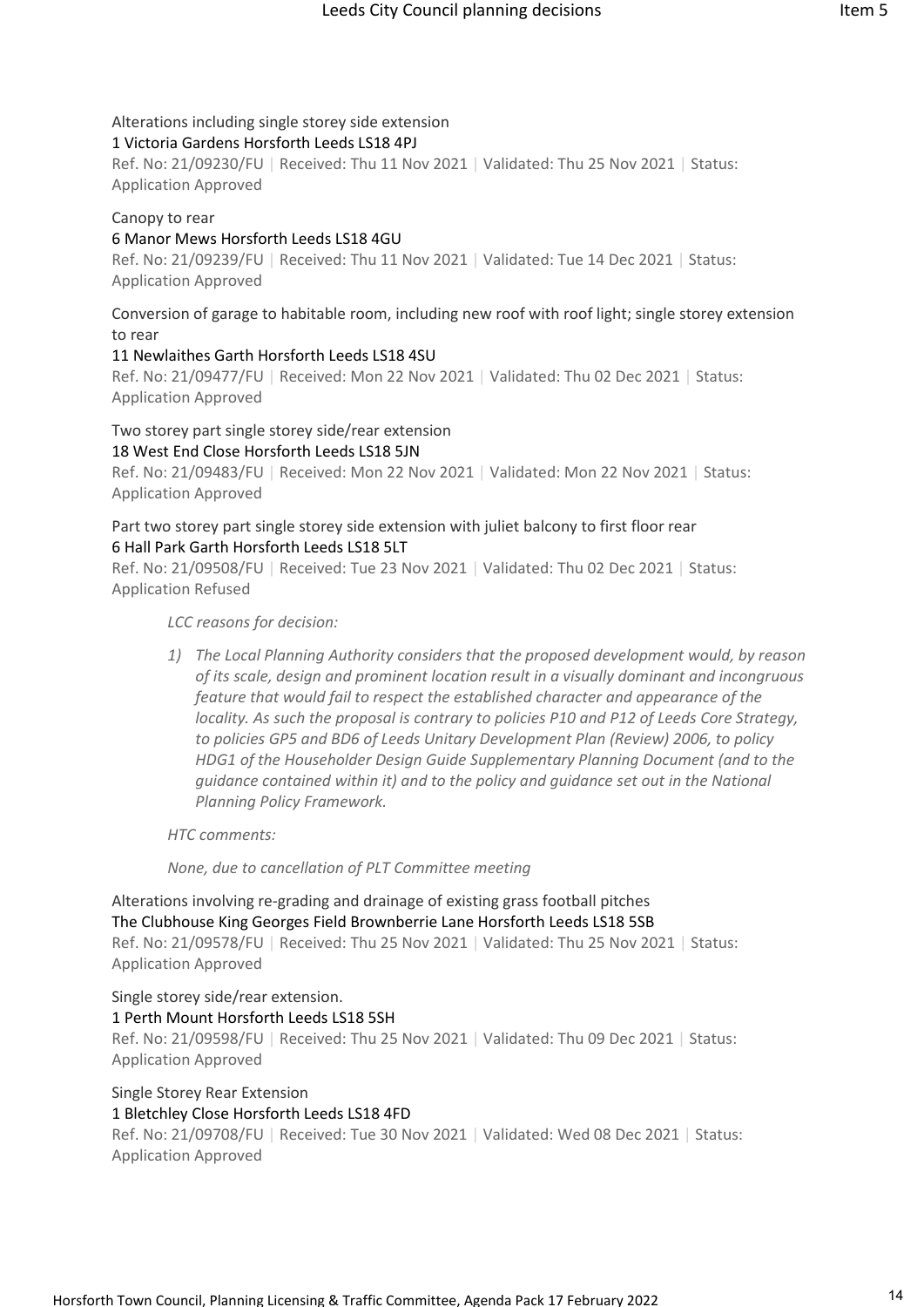Alterations including single storey side extension
1 Victoria Gardens Horsforth Leeds LS18 4PJ
Ref. No: 21/09230/FU | Received: Thu 11 Nov 2021 | Validated: Thu 25 Nov 2021 | Status: Application Approved

Canopy to rear
6 Manor Mews Horsforth Leeds LS18 4GU
Ref. No: 21/09239/FU | Received: Thu 11 Nov 2021 | Validated: Tue 14 Dec 2021 | Status: Application Approved

Conversion of garage to habitable room, including new roof with roof light; single storey extension to rear
11 Newlaithes Garth Horsforth Leeds LS18 4SU
Ref. No: 21/09477/FU | Received: Mon 22 Nov 2021 | Validated: Thu 02 Dec 2021 | Status: Application Approved

Two storey part single storey side/rear extension
18 West End Close Horsforth Leeds LS18 5JN
Ref. No: 21/09483/FU | Received: Mon 22 Nov 2021 | Validated: Mon 22 Nov 2021 | Status: Application Approved

Part two storey part single storey side extension with juliet balcony to first floor rear
6 Hall Park Garth Horsforth Leeds LS18 5LT
Ref. No: 21/09508/FU | Received: Tue 23 Nov 2021 | Validated: Thu 02 Dec 2021 | Status: Application Refused

*LCC reasons for decision:*

1) *The Local Planning Authority considers that the proposed development would, by reason of its scale, design and prominent location result in a visually dominant and incongruous feature that would fail to respect the established character and appearance of the locality. As such the proposal is contrary to policies P10 and P12 of Leeds Core Strategy, to policies GP5 and BD6 of Leeds Unitary Development Plan (Review) 2006, to policy HDG1 of the Householder Design Guide Supplementary Planning Document (and to the guidance contained within it) and to the policy and guidance set out in the National Planning Policy Framework.*

*HTC comments:*

*None, due to cancellation of PLT Committee meeting*

Alterations involving re-grading and drainage of existing grass football pitches
The Clubhouse King Georges Field Brownberrie Lane Horsforth Leeds LS18 5SB
Ref. No: 21/09578/FU | Received: Thu 25 Nov 2021 | Validated: Thu 25 Nov 2021 | Status: Application Approved

Single storey side/rear extension.
1 Perth Mount Horsforth Leeds LS18 5SH
Ref. No: 21/09598/FU | Received: Thu 25 Nov 2021 | Validated: Thu 09 Dec 2021 | Status: Application Approved

Single Storey Rear Extension
1 Bletchley Close Horsforth Leeds LS18 4FD
Ref. No: 21/09708/FU | Received: Tue 30 Nov 2021 | Validated: Wed 08 Dec 2021 | Status: Application Approved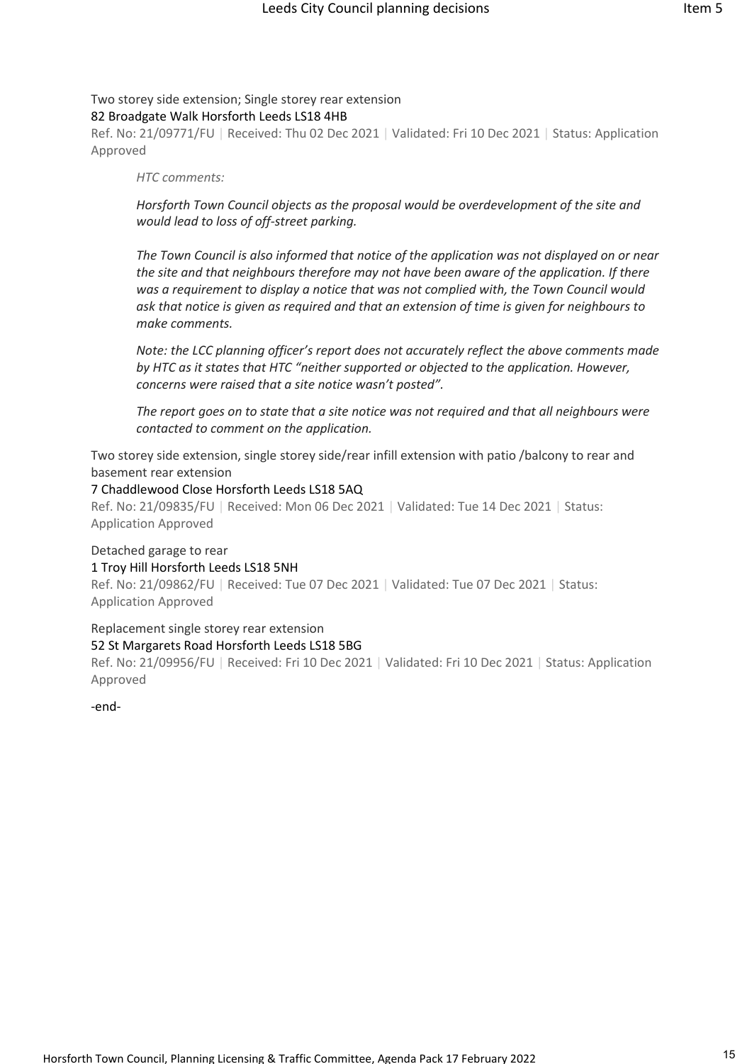Two storey side extension; Single storey rear extension
82 Broadgate Walk Horsforth Leeds LS18 4HB
Ref. No: 21/09771/FU | Received: Thu 02 Dec 2021 | Validated: Fri 10 Dec 2021 | Status: Application Approved

> *HTC comments:*
>
> *Horsforth Town Council objects as the proposal would be overdevelopment of the site and would lead to loss of off-street parking.*
>
> *The Town Council is also informed that notice of the application was not displayed on or near the site and that neighbours therefore may not have been aware of the application. If there was a requirement to display a notice that was not complied with, the Town Council would ask that notice is given as required and that an extension of time is given for neighbours to make comments.*
>
> *Note: the LCC planning officer's report does not accurately reflect the above comments made by HTC as it states that HTC "neither supported or objected to the application. However, concerns were raised that a site notice wasn't posted".*
>
> *The report goes on to state that a site notice was not required and that all neighbours were contacted to comment on the application.*

Two storey side extension, single storey side/rear infill extension with patio /balcony to rear and basement rear extension
7 Chaddlewood Close Horsforth Leeds LS18 5AQ
Ref. No: 21/09835/FU | Received: Mon 06 Dec 2021 | Validated: Tue 14 Dec 2021 | Status: Application Approved

Detached garage to rear
1 Troy Hill Horsforth Leeds LS18 5NH
Ref. No: 21/09862/FU | Received: Tue 07 Dec 2021 | Validated: Tue 07 Dec 2021 | Status: Application Approved

Replacement single storey rear extension
52 St Margarets Road Horsforth Leeds LS18 5BG
Ref. No: 21/09956/FU | Received: Fri 10 Dec 2021 | Validated: Fri 10 Dec 2021 | Status: Application Approved

-end-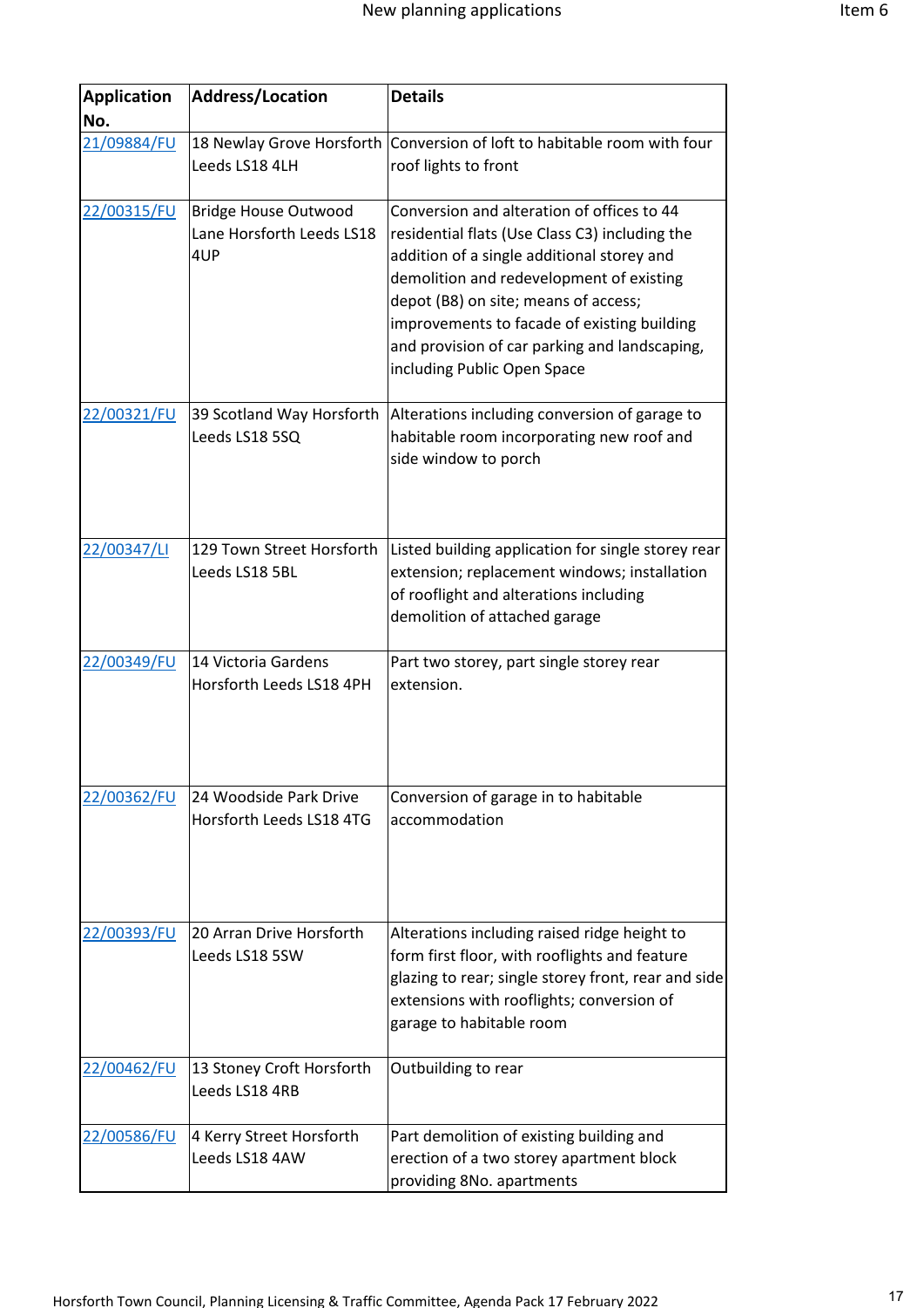| Application No. | Address/Location | Details |
|---|---|---|
| [21/09884/FU]() | 18 Newlay Grove Horsforth Leeds LS18 4LH | Conversion of loft to habitable room with four roof lights to front |
| [22/00315/FU]() | Bridge House Outwood Lane Horsforth Leeds LS18 4UP | Conversion and alteration of offices to 44 residential flats (Use Class C3) including the addition of a single additional storey and demolition and redevelopment of existing depot (B8) on site; means of access; improvements to facade of existing building and provision of car parking and landscaping, including Public Open Space |
| [22/00321/FU]() | 39 Scotland Way Horsforth Leeds LS18 5SQ | Alterations including conversion of garage to habitable room incorporating new roof and side window to porch |
| [22/00347/LI]() | 129 Town Street Horsforth Leeds LS18 5BL | Listed building application for single storey rear extension; replacement windows; installation of rooflight and alterations including demolition of attached garage |
| [22/00349/FU]() | 14 Victoria Gardens Horsforth Leeds LS18 4PH | Part two storey, part single storey rear extension. |
| [22/00362/FU]() | 24 Woodside Park Drive Horsforth Leeds LS18 4TG | Conversion of garage in to habitable accommodation |
| [22/00393/FU]() | 20 Arran Drive Horsforth Leeds LS18 5SW | Alterations including raised ridge height to form first floor, with rooflights and feature glazing to rear; single storey front, rear and side extensions with rooflights; conversion of garage to habitable room |
| [22/00462/FU]() | 13 Stoney Croft Horsforth Leeds LS18 4RB | Outbuilding to rear |
| [22/00586/FU]() | 4 Kerry Street Horsforth Leeds LS18 4AW | Part demolition of existing building and erection of a two storey apartment block providing 8No. apartments |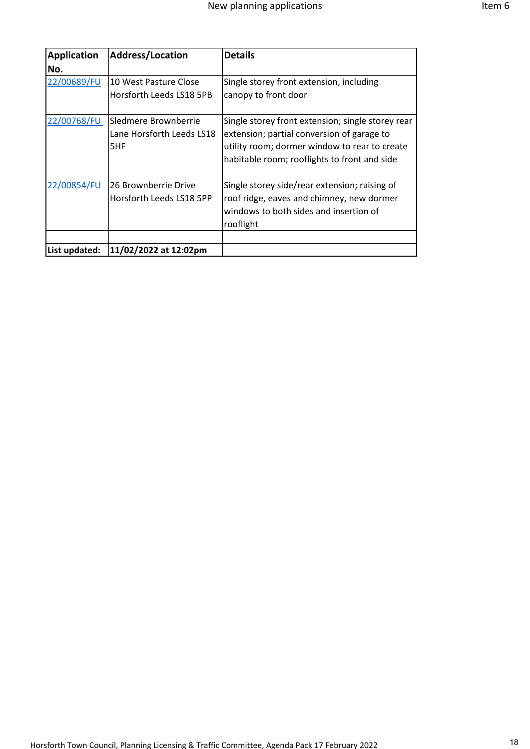| Application No. | Address/Location | Details |
|---|---|---|
| 22/00689/FU | 10 West Pasture Close Horsforth Leeds LS18 5PB | Single storey front extension, including canopy to front door |
| 22/00768/FU | Sledmere Brownberrie Lane Horsforth Leeds LS18 5HF | Single storey front extension; single storey rear extension; partial conversion of garage to utility room; dormer window to rear to create habitable room; rooflights to front and side |
| 22/00854/FU | 26 Brownberrie Drive Horsforth Leeds LS18 5PP | Single storey side/rear extension; raising of roof ridge, eaves and chimney, new dormer windows to both sides and insertion of rooflight |
| | | |
| **List updated:** | **11/02/2022 at 12:02pm** | |